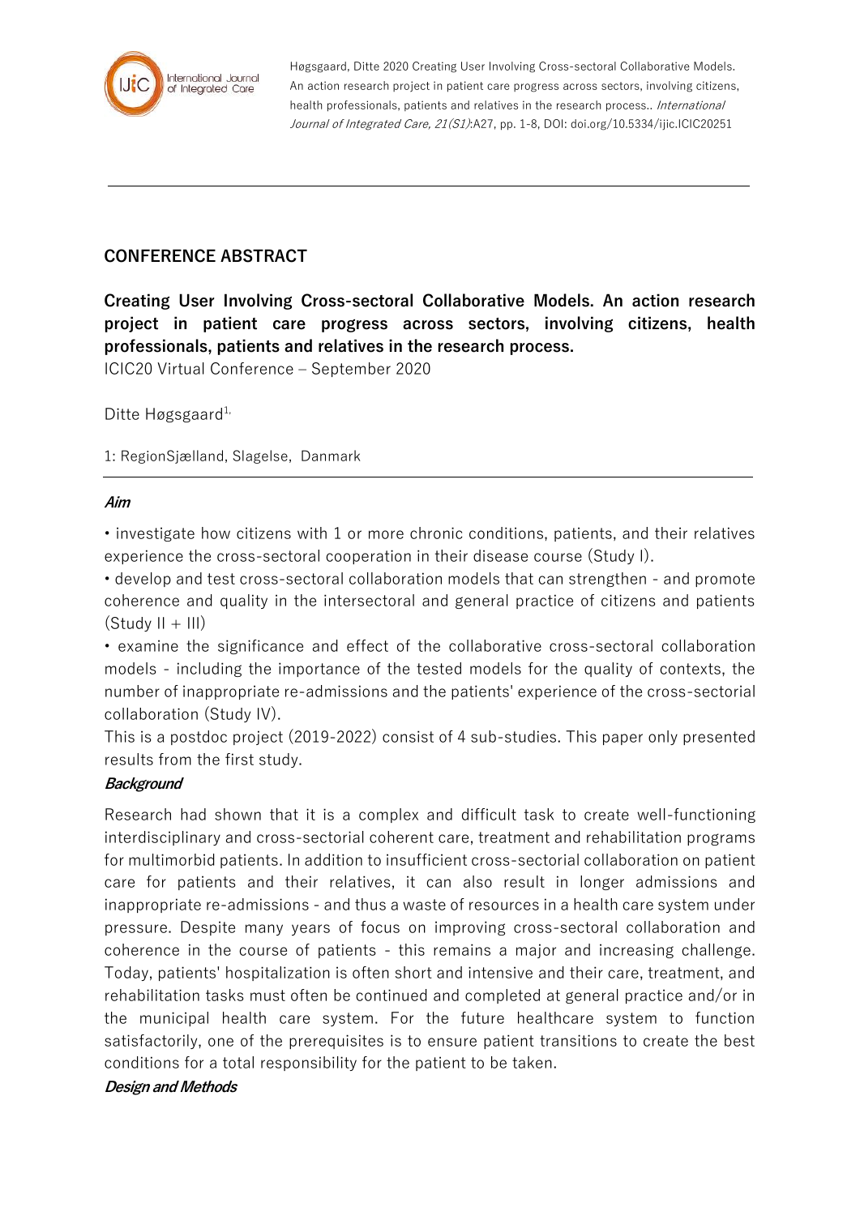## CONFERENCE ABSTRACT

**Creating User Involving Cross-sectoral Collaborative Models. An action research project in patient care progress across sectors, involving citizens, health professionals, patients and relatives in the research process.**

ICIC20 Virtual Conference – September 2020

Ditte Høgsgaard[1,]

1: RegionSjælland, Slagelse, Danmark

### *Aim*

• investigate how citizens with 1 or more chronic conditions, patients, and their relatives experience the cross-sectoral cooperation in their disease course (Study I).

• develop and test cross-sectoral collaboration models that can strengthen - and promote coherence and quality in the intersectoral and general practice of citizens and patients (Study II + III)

• examine the significance and effect of the collaborative cross-sectoral collaboration models - including the importance of the tested models for the quality of contexts, the number of inappropriate re-admissions and the patients' experience of the cross-sectorial collaboration (Study IV).

This is a postdoc project (2019-2022) consist of 4 sub-studies. This paper only presented results from the first study.

### *Background*

Research had shown that it is a complex and difficult task to create well-functioning interdisciplinary and cross-sectorial coherent care, treatment and rehabilitation programs for multimorbid patients. In addition to insufficient cross-sectorial collaboration on patient care for patients and their relatives, it can also result in longer admissions and inappropriate re-admissions - and thus a waste of resources in a health care system under pressure. Despite many years of focus on improving cross-sectoral collaboration and coherence in the course of patients - this remains a major and increasing challenge. Today, patients' hospitalization is often short and intensive and their care, treatment, and rehabilitation tasks must often be continued and completed at general practice and/or in the municipal health care system. For the future healthcare system to function satisfactorily, one of the prerequisites is to ensure patient transitions to create the best conditions for a total responsibility for the patient to be taken.

### *Design and Methods*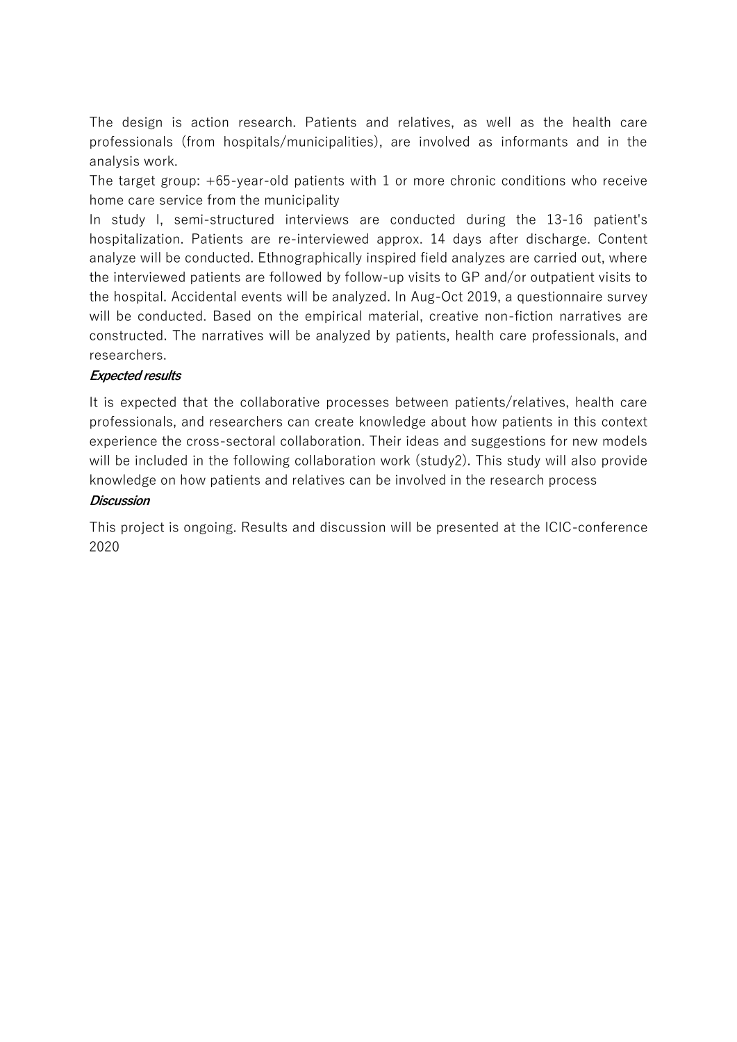The design is action research. Patients and relatives, as well as the health care professionals (from hospitals/municipalities), are involved as informants and in the analysis work.

The target group: +65-year-old patients with 1 or more chronic conditions who receive home care service from the municipality

In study I, semi-structured interviews are conducted during the 13-16 patient's hospitalization. Patients are re-interviewed approx. 14 days after discharge. Content analyze will be conducted. Ethnographically inspired field analyzes are carried out, where the interviewed patients are followed by follow-up visits to GP and/or outpatient visits to the hospital. Accidental events will be analyzed. In Aug-Oct 2019, a questionnaire survey will be conducted. Based on the empirical material, creative non-fiction narratives are constructed. The narratives will be analyzed by patients, health care professionals, and researchers.

***Expected results***

It is expected that the collaborative processes between patients/relatives, health care professionals, and researchers can create knowledge about how patients in this context experience the cross-sectoral collaboration. Their ideas and suggestions for new models will be included in the following collaboration work (study2). This study will also provide knowledge on how patients and relatives can be involved in the research process

***Discussion***

This project is ongoing. Results and discussion will be presented at the ICIC-conference 2020